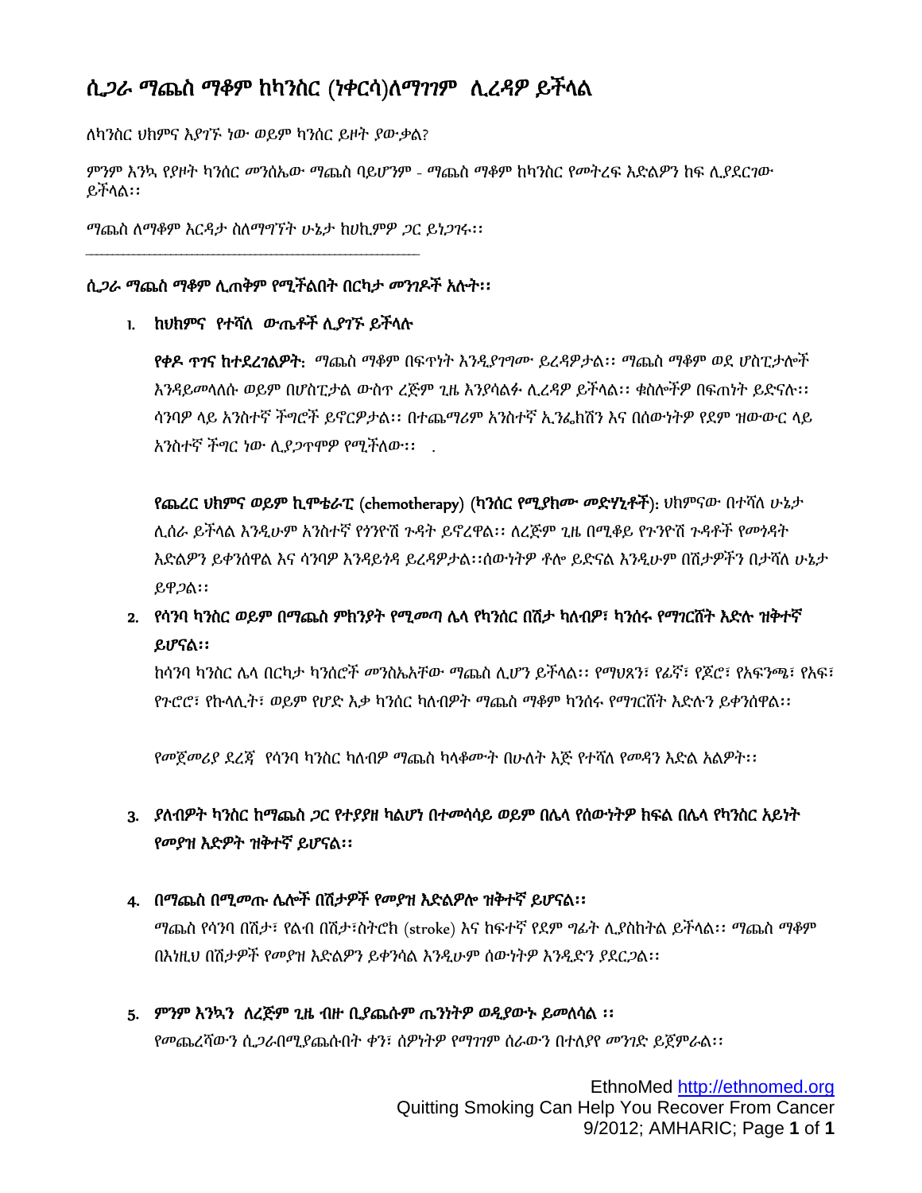# ሲጋራ ማጨስ ማቆም ከካንሰር (ነቀርሳ)ለማገገም ሊረዳዎ ይችላል

ለካንሰር ህክምና እያገኙ ነው ወይም ካንሰር ይዞት ያውቃል?

ምንም እንኳ የያዞት ካንሰር መንስኤው ማጨስ ባይሆንም - ማጨስ ማቆም ከካንሰር የመትረፍ እድልዎን ከፍ ሊያደርገው ይችላል፡፡

*ማጨስ ለማቆም እርዳታ ስለማግኘት ሁኔታ ከሀኪምዎ ጋር ይነጋገሩ፡፡*

---

## ሲጋራ ማጨስ ማቆም ሊጠቅም የሚችልበት በርካታ መንገዶች አሉት፡፡

1. **ከህክምና የተሻለ ውጤቶች ሊያገኙ ይችላሉ**

   **የቀዶ ጥገና ከተደረገልዎት**: ማጨስ ማቆም በፍጥነት እንዲያገግሙ ይረዳዎታል፡፡ ማጨስ ማቆም ወደ ሆስፒታሎች እንዳይመላለሱ ወይም በሆስፒታል ውስጥ ረጅም ጊዜ እንያሳልፉ ሊረዳዎ ይችላል፡፡ ቁስሎችዎ በፍጠነት ይድናሉ፡፡ ሳንባዎ ላይ አንስተኛ ችግሮች ይኖርዎታል፡፡ በተጨማሪም አንስተኛ ኢንፌክሽን እና በሰውነትዎ የደም ዝውውር ላይ አንስተኛ ችግር ነው ሊያጋጥሞዎ የሚችለው፡፡ .

   **የጨረር ህክምና ወይም ኪሞቴራፒ (chemotherapy) (ካንሰር የሚያክሙ መድሃኒቶች)**: ህክምናው በተሻለ ሁኔታ ሊሰራ ይችላል እንዲሁም አንስተኛ የጎንዮሽ ጉዳት ይኖረዋል፡፡ ለረጅም ጊዜ በሚቆይ የጉንዮሽ ጉዳቶች የመጎዳት እድልዎን ይቀንሰዋል እና ሳንባዎ እንዳይጎዳ ይረዳዎታል፡፡ሰውነትዎ ቶሎ ይድናል እንዲሁም በሽታዎችን በታሻለ ሁኔታ ይዋጋል፡፡

2. **የሳንባ ካንሰር ወይም በማጨስ ምክንያት የሚመጣ ሌላ የካንሰር በሽታ ካለብዎ፣ ካንሰሩ የማገርሸት እድሉ ዝቅተኛ ይሆናል፡፡**

   ከሳንባ ካንሰር ሌላ በርካታ ካንሰሮች መንስኤአቸው ማጨስ ሊሆን ይችላል፡፡ የማህጸን፣ የፊኛ፣ የጆሮ፣ የአፍንጫ፣ የአፍ፣ የጉሮሮ፣ የኩላሊት፣ ወይም የሆድ እቃ ካንሰር ካለብዎት ማጨስ ማቆም ካንሰሩ የማገርሸት እድሉን ይቀንሰዋል፡፡

   *የመጀመሪያ ደረጃ የሳንባ ካንሰር ካለብዎ ማጨስ ካላቆሙት በሁለት እጅ የተሻለ የመዳን እድል አልዎት፡፡*

3. **ያለብዎት ካንሰር ከማጨስ ጋር የተያያዘ ካልሆነ በተመሳሳይ ወይም በሌላ የሰውነትዎ ክፍል በሌላ የካንሰር አይነት የመያዝ እድልዎት ዝቅተኛ ይሆናል፡፡**

4. **በማጨስ በሚመጡ ሌሎች በሽታዎች የመያዝ እድልዎሎ ዝቅተኛ ይሆናል፡፡**

   ማጨስ የሳንባ በሽታ፣ የልብ በሽታ፣ስትሮክ (stroke) እና ከፍተኛ የደም ግፊት ሊያስከትል ይችላል፡፡ ማጨስ ማቆም በእነዚህ በሽታዎች የመያዝ እድልዎን ይቀንሳል እንዲሁም ሰውነትዎ እንዲድን ያደርጋል፡፡

5. **ምንም እንኳን ለረጅም ጊዜ ብዙ ቢያጨሱም ጤንነትዎ ወዲያውኑ ይመለሳል ፡፡**

   የመጨረሻውን ሲጋራበሚያጨሱበት ቀን፣ ሰዎነትዎ የማገገም ሰራውን በተለያየ መንገድ ይጀምራል፡፡

EthnoMed http://ethnomed.org
Quitting Smoking Can Help You Recover From Cancer
9/2012; AMHARIC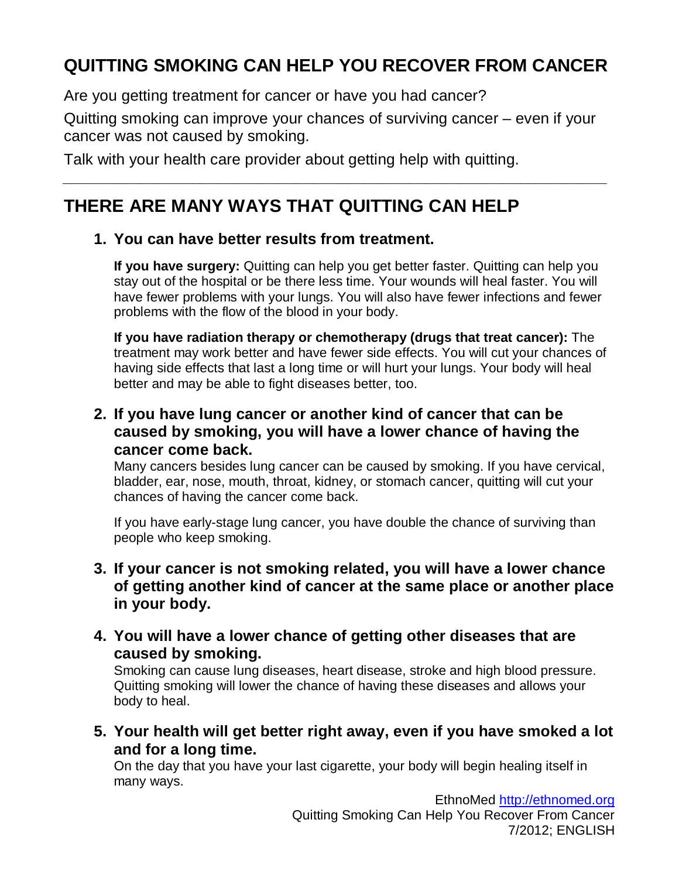## QUITTING SMOKING CAN HELP YOU RECOVER FROM CANCER

Are you getting treatment for cancer or have you had cancer?

Quitting smoking can improve your chances of surviving cancer – even if your cancer was not caused by smoking.

Talk with your health care provider about getting help with quitting.

---

## THERE ARE MANY WAYS THAT QUITTING CAN HELP

1. **You can have better results from treatment.**

   **If you have surgery:** Quitting can help you get better faster. Quitting can help you stay out of the hospital or be there less time. Your wounds will heal faster. You will have fewer problems with your lungs. You will also have fewer infections and fewer problems with the flow of the blood in your body.

   **If you have radiation therapy or chemotherapy (drugs that treat cancer):** The treatment may work better and have fewer side effects. You will cut your chances of having side effects that last a long time or will hurt your lungs. Your body will heal better and may be able to fight diseases better, too.

2. **If you have lung cancer or another kind of cancer that can be caused by smoking, you will have a lower chance of having the cancer come back.**

   Many cancers besides lung cancer can be caused by smoking. If you have cervical, bladder, ear, nose, mouth, throat, kidney, or stomach cancer, quitting will cut your chances of having the cancer come back.

   If you have early-stage lung cancer, you have double the chance of surviving than people who keep smoking.

3. **If your cancer is not smoking related, you will have a lower chance of getting another kind of cancer at the same place or another place in your body.**

4. **You will have a lower chance of getting other diseases that are caused by smoking.**

   Smoking can cause lung diseases, heart disease, stroke and high blood pressure. Quitting smoking will lower the chance of having these diseases and allows your body to heal.

5. **Your health will get better right away, even if you have smoked a lot and for a long time.**

   On the day that you have your last cigarette, your body will begin healing itself in many ways.

EthnoMed http://ethnomed.org
Quitting Smoking Can Help You Recover From Cancer
7/2012; ENGLISH